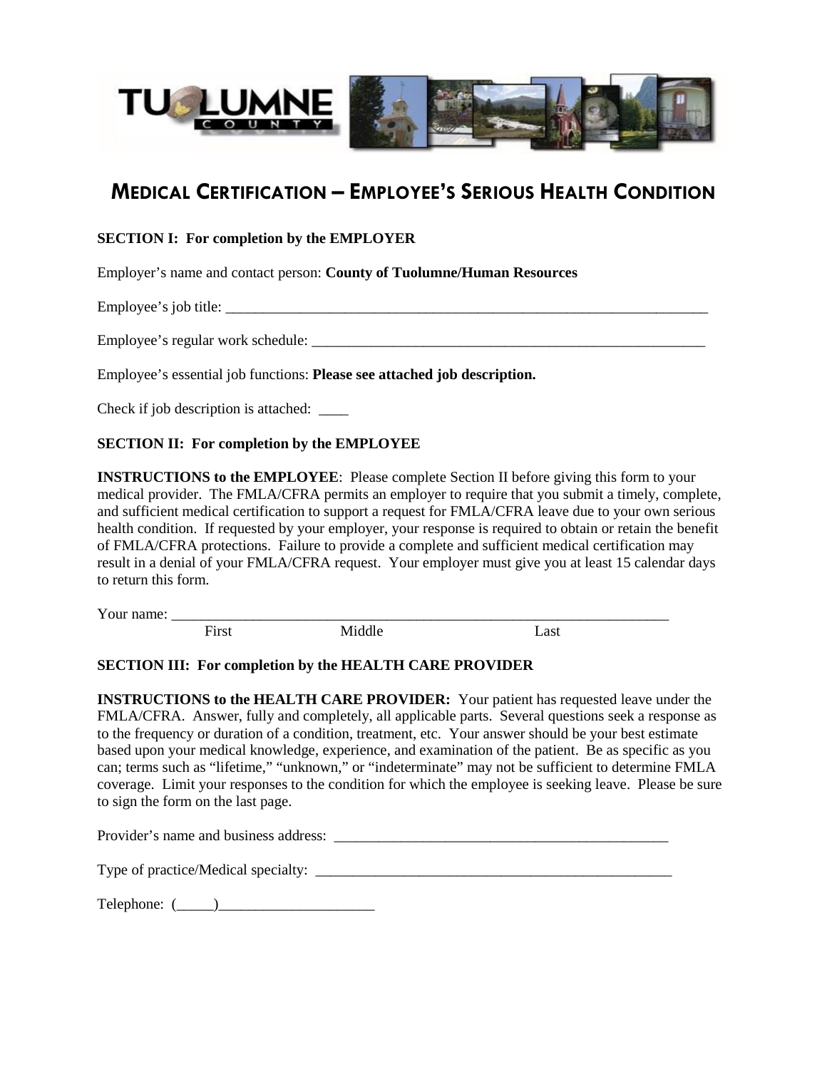# MEDICAL CERTIFICATION – EMPLOYEE'S SERIOUS HEALTH CONDITION

**SECTION I: For completion by the EMPLOYER**

Employer's name and contact person: **County of Tuolumne/Human Resources**

Employee's job title: ___________________________________________________________________

Employee's regular work schedule: ______________________________________________________

Employee's essential job functions: **Please see attached job description.**

Check if job description is attached: ____

**SECTION II: For completion by the EMPLOYEE**

**INSTRUCTIONS to the EMPLOYEE**: Please complete Section II before giving this form to your medical provider. The FMLA/CFRA permits an employer to require that you submit a timely, complete, and sufficient medical certification to support a request for FMLA/CFRA leave due to your own serious health condition. If requested by your employer, your response is required to obtain or retain the benefit of FMLA/CFRA protections. Failure to provide a complete and sufficient medical certification may result in a denial of your FMLA/CFRA request. Your employer must give you at least 15 calendar days to return this form.

Your name: _____________________________________________________________________
First Middle Last

**SECTION III: For completion by the HEALTH CARE PROVIDER**

**INSTRUCTIONS to the HEALTH CARE PROVIDER:** Your patient has requested leave under the FMLA/CFRA. Answer, fully and completely, all applicable parts. Several questions seek a response as to the frequency or duration of a condition, treatment, etc. Your answer should be your best estimate based upon your medical knowledge, experience, and examination of the patient. Be as specific as you can; terms such as "lifetime," "unknown," or "indeterminate" may not be sufficient to determine FMLA coverage. Limit your responses to the condition for which the employee is seeking leave. Please be sure to sign the form on the last page.

Provider's name and business address: _______________________________________________

Type of practice/Medical specialty: __________________________________________________

Telephone: (_____)_____________________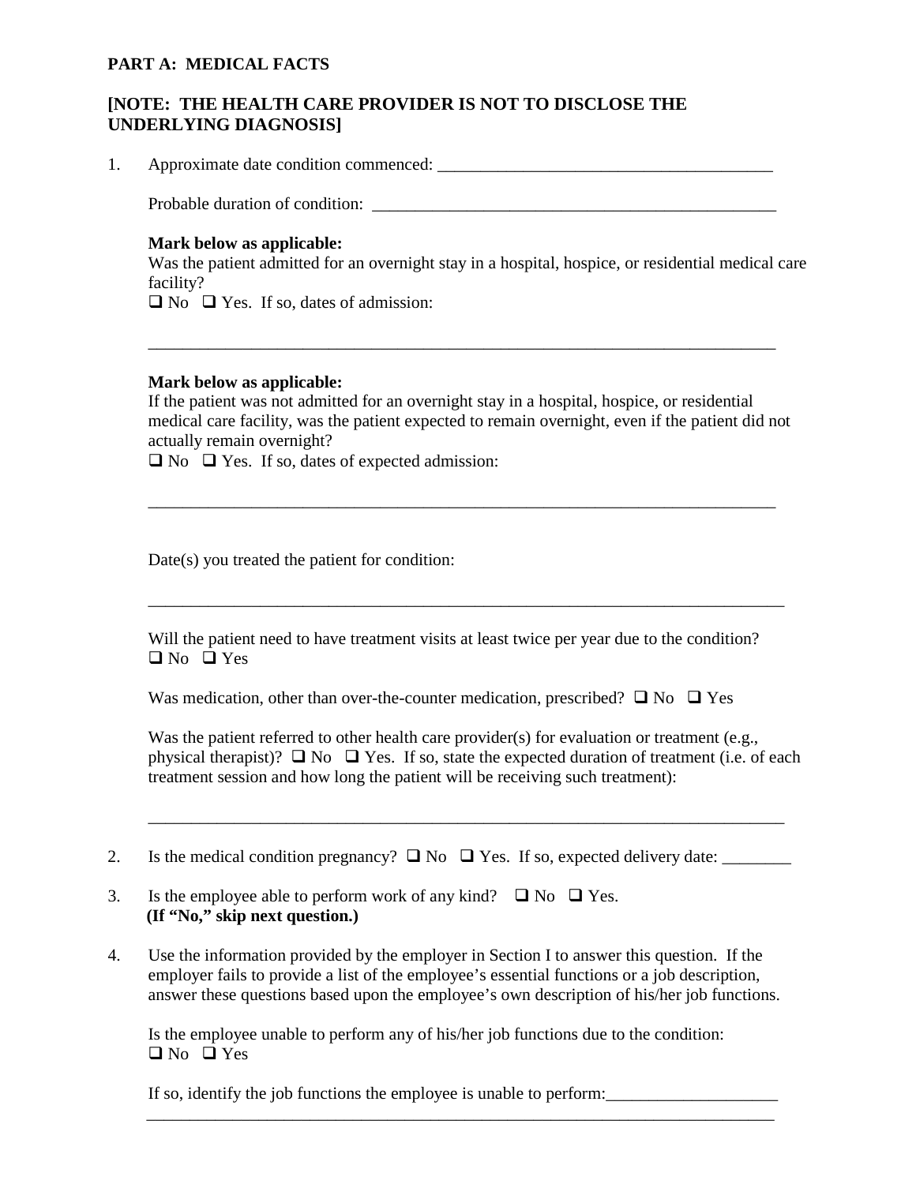**PART A: MEDICAL FACTS**

**[NOTE: THE HEALTH CARE PROVIDER IS NOT TO DISCLOSE THE UNDERLYING DIAGNOSIS]**

1. Approximate date condition commenced: _______________________________________

   Probable duration of condition: ________________________________________________

   **Mark below as applicable:**
   Was the patient admitted for an overnight stay in a hospital, hospice, or residential medical care facility?
   ❑ No ❑ Yes. If so, dates of admission:

   ________________________________________________________________________

   **Mark below as applicable:**
   If the patient was not admitted for an overnight stay in a hospital, hospice, or residential medical care facility, was the patient expected to remain overnight, even if the patient did not actually remain overnight?
   ❑ No ❑ Yes. If so, dates of expected admission:

   ________________________________________________________________________

   Date(s) you treated the patient for condition:

   ________________________________________________________________________

   Will the patient need to have treatment visits at least twice per year due to the condition?
   ❑ No ❑ Yes

   Was medication, other than over-the-counter medication, prescribed? ❑ No ❑ Yes

   Was the patient referred to other health care provider(s) for evaluation or treatment (e.g., physical therapist)? ❑ No ❑ Yes. If so, state the expected duration of treatment (i.e. of each treatment session and how long the patient will be receiving such treatment):

   ________________________________________________________________________

2. Is the medical condition pregnancy? ❑ No ❑ Yes. If so, expected delivery date: ________

3. Is the employee able to perform work of any kind? ❑ No ❑ Yes.
   **(If "No," skip next question.)**

4. Use the information provided by the employer in Section I to answer this question. If the employer fails to provide a list of the employee's essential functions or a job description, answer these questions based upon the employee's own description of his/her job functions.

   Is the employee unable to perform any of his/her job functions due to the condition:
   ❑ No ❑ Yes

   If so, identify the job functions the employee is unable to perform:____________________
   ________________________________________________________________________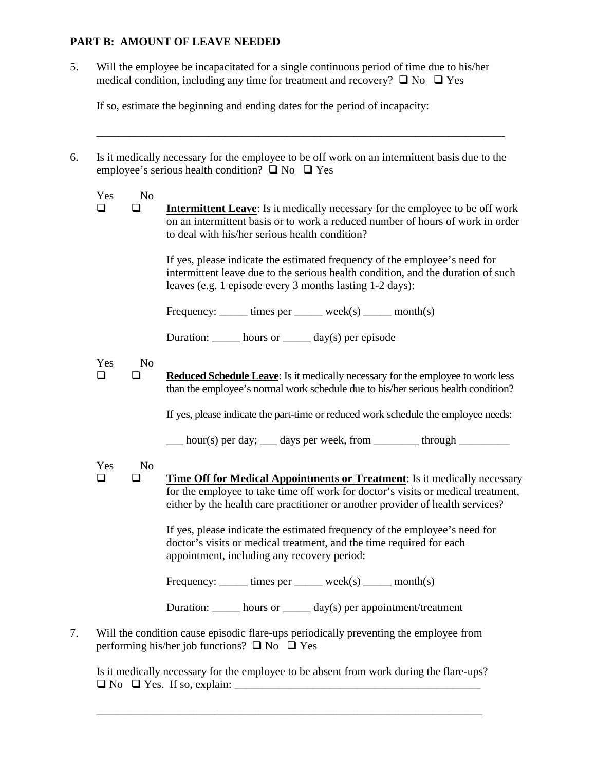**PART B: AMOUNT OF LEAVE NEEDED**

5. Will the employee be incapacitated for a single continuous period of time due to his/her medical condition, including any time for treatment and recovery? ❑ No ❑ Yes

   If so, estimate the beginning and ending dates for the period of incapacity:

   ___________________________________________________________________________

6. Is it medically necessary for the employee to be off work on an intermittent basis due to the employee's serious health condition? ❑ No ❑ Yes

   Yes ❑ No ❑ **Intermittent Leave**: Is it medically necessary for the employee to be off work on an intermittent basis or to work a reduced number of hours of work in order to deal with his/her serious health condition?

   If yes, please indicate the estimated frequency of the employee's need for intermittent leave due to the serious health condition, and the duration of such leaves (e.g. 1 episode every 3 months lasting 1-2 days):

   Frequency: _____ times per _____ week(s) _____ month(s)

   Duration: _____ hours or _____ day(s) per episode

   Yes ❑ No ❑ **Reduced Schedule Leave**: Is it medically necessary for the employee to work less than the employee's normal work schedule due to his/her serious health condition?

   If yes, please indicate the part-time or reduced work schedule the employee needs:

   ___ hour(s) per day; ___ days per week, from ________ through _________

   Yes ❑ No ❑ **Time Off for Medical Appointments or Treatment**: Is it medically necessary for the employee to take time off work for doctor's visits or medical treatment, either by the health care practitioner or another provider of health services?

   If yes, please indicate the estimated frequency of the employee's need for doctor's visits or medical treatment, and the time required for each appointment, including any recovery period:

   Frequency: _____ times per _____ week(s) _____ month(s)

   Duration: _____ hours or _____ day(s) per appointment/treatment

7. Will the condition cause episodic flare-ups periodically preventing the employee from performing his/her job functions? ❑ No ❑ Yes

   Is it medically necessary for the employee to be absent from work during the flare-ups?
   ❑ No ❑ Yes. If so, explain: _____________________________________________

   ___________________________________________________________________________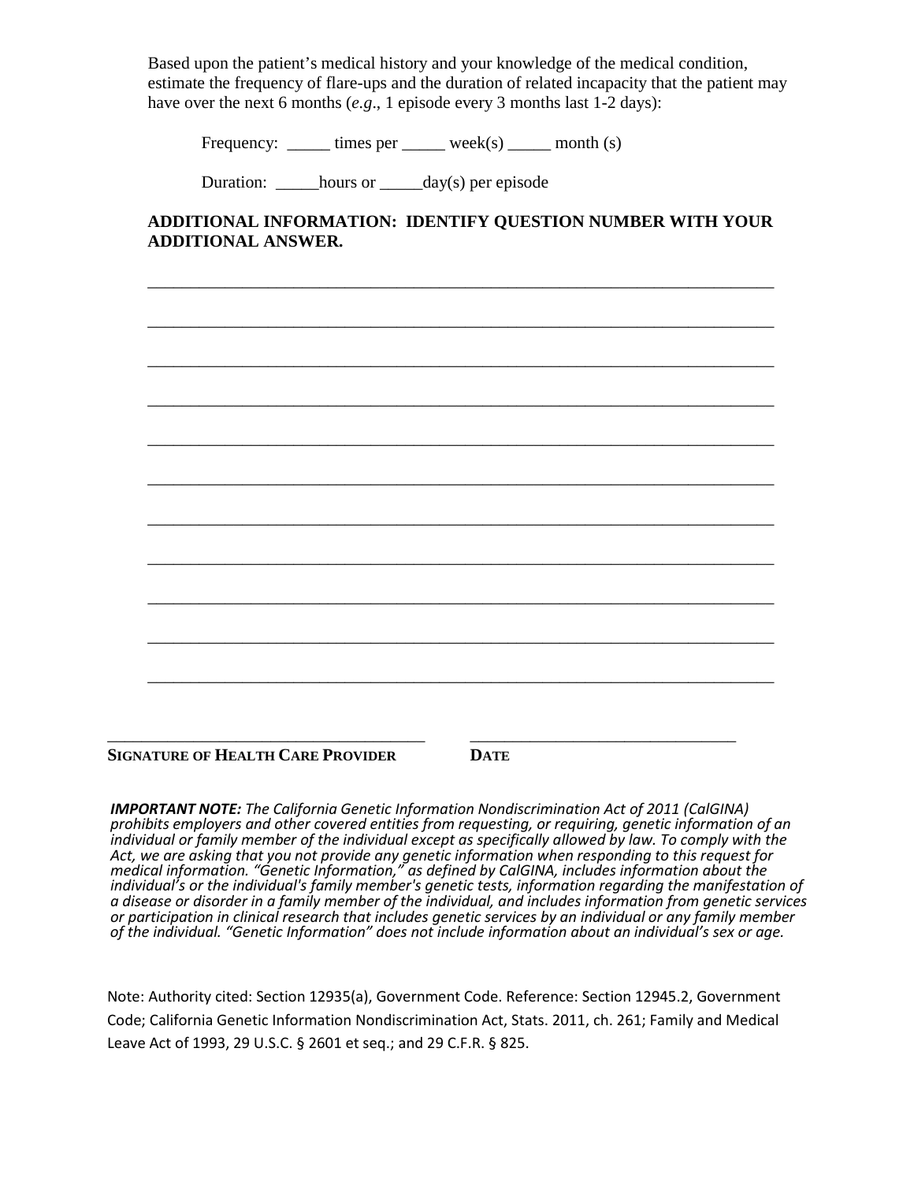Based upon the patient's medical history and your knowledge of the medical condition, estimate the frequency of flare-ups and the duration of related incapacity that the patient may have over the next 6 months (*e.g*., 1 episode every 3 months last 1-2 days):

Frequency: _____ times per _____ week(s) _____ month (s)

Duration: _____hours or _____day(s) per episode

**ADDITIONAL INFORMATION: IDENTIFY QUESTION NUMBER WITH YOUR ADDITIONAL ANSWER.**

_____________________________________________________________________________

_____________________________________________________________________________

_____________________________________________________________________________

_____________________________________________________________________________

_____________________________________________________________________________

_____________________________________________________________________________

_____________________________________________________________________________

_____________________________________________________________________________

_____________________________________________________________________________

_____________________________________________________________________________

_____________________________________________________________________________

_______________________________________ _________________________________

**SIGNATURE OF HEALTH CARE PROVIDER** **DATE**

***IMPORTANT NOTE:*** *The California Genetic Information Nondiscrimination Act of 2011 (CalGINA) prohibits employers and other covered entities from requesting, or requiring, genetic information of an individual or family member of the individual except as specifically allowed by law. To comply with the Act, we are asking that you not provide any genetic information when responding to this request for medical information. "Genetic Information," as defined by CalGINA, includes information about the individual's or the individual's family member's genetic tests, information regarding the manifestation of a disease or disorder in a family member of the individual, and includes information from genetic services or participation in clinical research that includes genetic services by an individual or any family member of the individual. "Genetic Information" does not include information about an individual's sex or age.*

Note: Authority cited: Section 12935(a), Government Code. Reference: Section 12945.2, Government Code; California Genetic Information Nondiscrimination Act, Stats. 2011, ch. 261; Family and Medical Leave Act of 1993, 29 U.S.C. § 2601 et seq.; and 29 C.F.R. § 825.